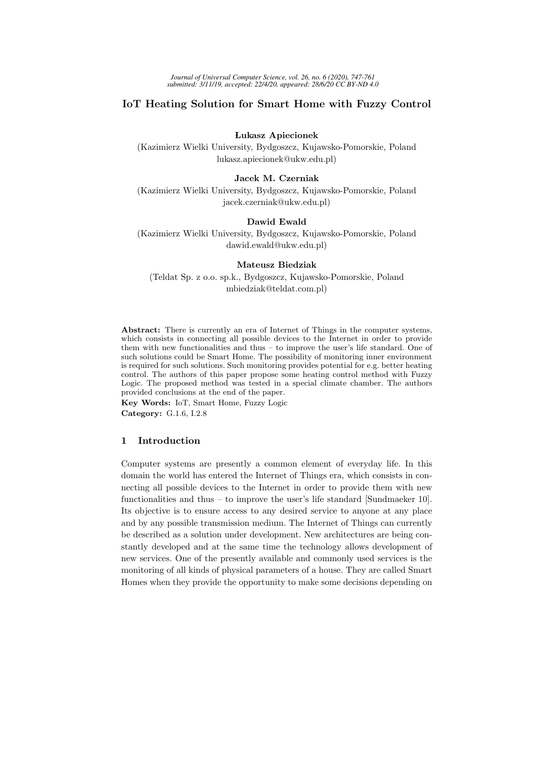# IoT Heating Solution for Smart Home with Fuzzy Control

**Łukasz Apiecionek**
(Kazimierz Wielki University, Bydgoszcz, Kujawsko-Pomorskie, Poland
lukasz.apiecionek@ukw.edu.pl)

**Jacek M. Czerniak**
(Kazimierz Wielki University, Bydgoszcz, Kujawsko-Pomorskie, Poland
jacek.czerniak@ukw.edu.pl)

**Dawid Ewald**
(Kazimierz Wielki University, Bydgoszcz, Kujawsko-Pomorskie, Poland
dawid.ewald@ukw.edu.pl)

**Mateusz Biedziak**
(Teldat Sp. z o.o. sp.k., Bydgoszcz, Kujawsko-Pomorskie, Poland
mbiedziak@teldat.com.pl)

**Abstract:** There is currently an era of Internet of Things in the computer systems, which consists in connecting all possible devices to the Internet in order to provide them with new functionalities and thus – to improve the user's life standard. One of such solutions could be Smart Home. The possibility of monitoring inner environment is required for such solutions. Such monitoring provides potential for e.g. better heating control. The authors of this paper propose some heating control method with Fuzzy Logic. The proposed method was tested in a special climate chamber. The authors provided conclusions at the end of the paper.

**Key Words:** IoT, Smart Home, Fuzzy Logic

**Category:** G.1.6, I.2.8

## 1 Introduction

Computer systems are presently a common element of everyday life. In this domain the world has entered the Internet of Things era, which consists in connecting all possible devices to the Internet in order to provide them with new functionalities and thus – to improve the user's life standard [Sundmaeker 10]. Its objective is to ensure access to any desired service to anyone at any place and by any possible transmission medium. The Internet of Things can currently be described as a solution under development. New architectures are being constantly developed and at the same time the technology allows development of new services. One of the presently available and commonly used services is the monitoring of all kinds of physical parameters of a house. They are called Smart Homes when they provide the opportunity to make some decisions depending on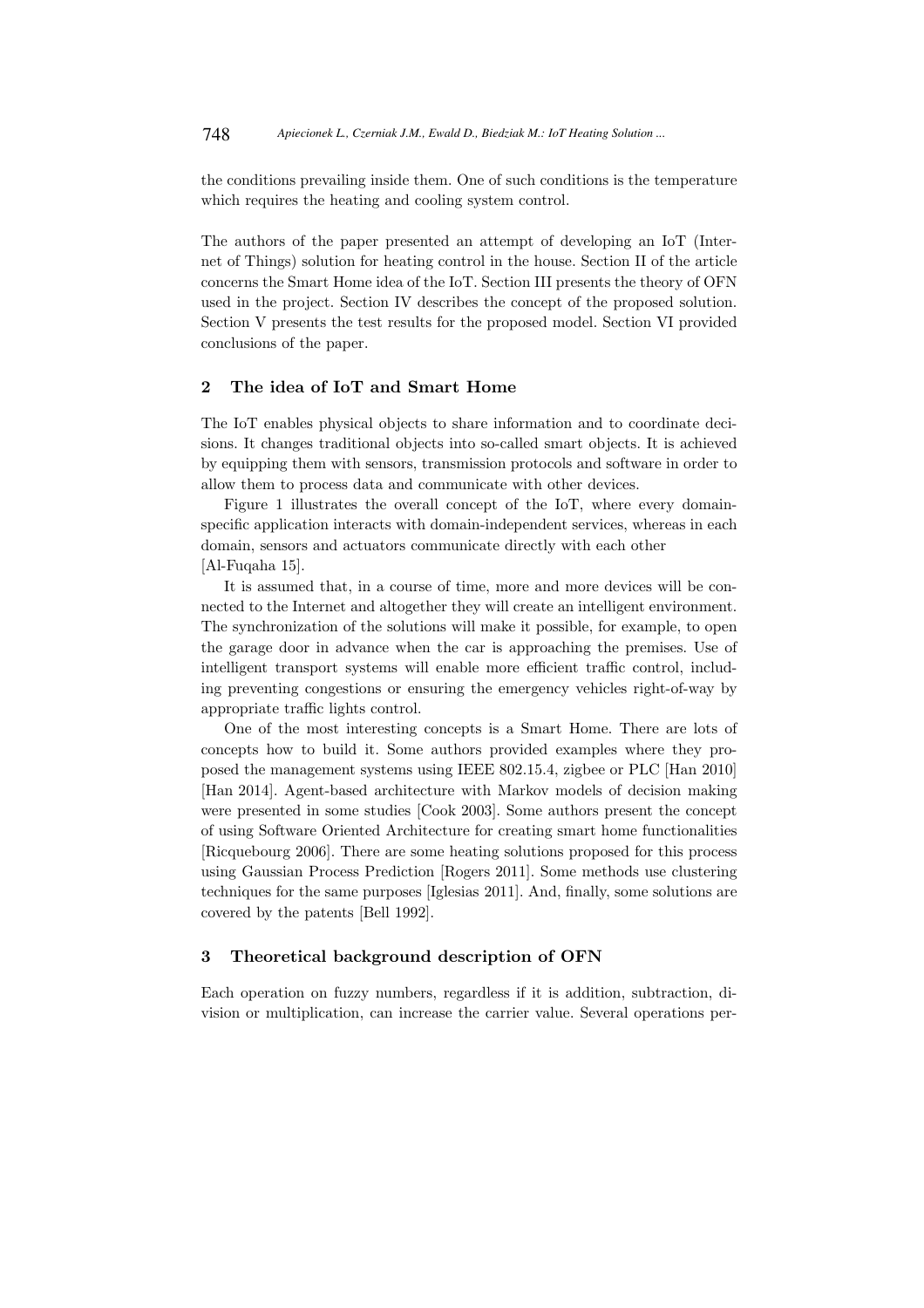the conditions prevailing inside them. One of such conditions is the temperature which requires the heating and cooling system control.

The authors of the paper presented an attempt of developing an IoT (Internet of Things) solution for heating control in the house. Section II of the article concerns the Smart Home idea of the IoT. Section III presents the theory of OFN used in the project. Section IV describes the concept of the proposed solution. Section V presents the test results for the proposed model. Section VI provided conclusions of the paper.

## 2 The idea of IoT and Smart Home

The IoT enables physical objects to share information and to coordinate decisions. It changes traditional objects into so-called smart objects. It is achieved by equipping them with sensors, transmission protocols and software in order to allow them to process data and communicate with other devices.

Figure 1 illustrates the overall concept of the IoT, where every domain-specific application interacts with domain-independent services, whereas in each domain, sensors and actuators communicate directly with each other [Al-Fuqaha 15].

It is assumed that, in a course of time, more and more devices will be connected to the Internet and altogether they will create an intelligent environment. The synchronization of the solutions will make it possible, for example, to open the garage door in advance when the car is approaching the premises. Use of intelligent transport systems will enable more efficient traffic control, including preventing congestions or ensuring the emergency vehicles right-of-way by appropriate traffic lights control.

One of the most interesting concepts is a Smart Home. There are lots of concepts how to build it. Some authors provided examples where they proposed the management systems using IEEE 802.15.4, zigbee or PLC [Han 2010] [Han 2014]. Agent-based architecture with Markov models of decision making were presented in some studies [Cook 2003]. Some authors present the concept of using Software Oriented Architecture for creating smart home functionalities [Ricquebourg 2006]. There are some heating solutions proposed for this process using Gaussian Process Prediction [Rogers 2011]. Some methods use clustering techniques for the same purposes [Iglesias 2011]. And, finally, some solutions are covered by the patents [Bell 1992].

## 3 Theoretical background description of OFN

Each operation on fuzzy numbers, regardless if it is addition, subtraction, division or multiplication, can increase the carrier value. Several operations per-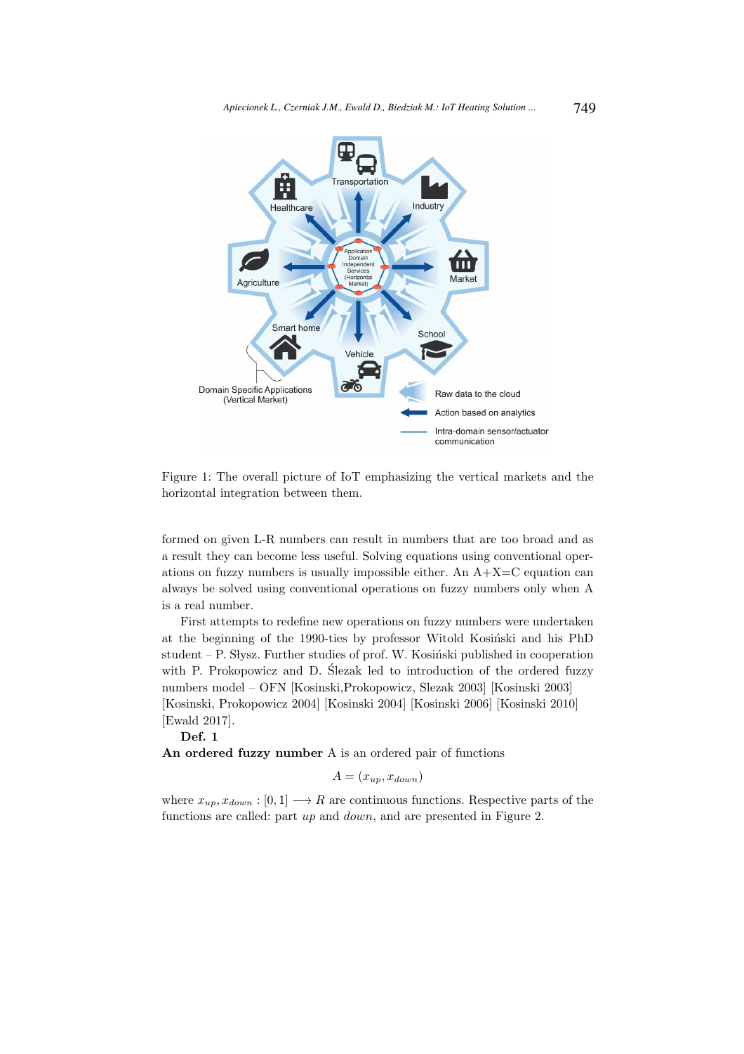Figure 1: The overall picture of IoT emphasizing the vertical markets and the horizontal integration between them.

formed on given L-R numbers can result in numbers that are too broad and as a result they can become less useful. Solving equations using conventional operations on fuzzy numbers is usually impossible either. An A+X=C equation can always be solved using conventional operations on fuzzy numbers only when A is a real number.

First attempts to redefine new operations on fuzzy numbers were undertaken at the beginning of the 1990-ties by professor Witold Kosiński and his PhD student – P. Słysz. Further studies of prof. W. Kosiński published in cooperation with P. Prokopowicz and D. Ślezak led to introduction of the ordered fuzzy numbers model – OFN [Kosinski,Prokopowicz, Slezak 2003] [Kosinski 2003] [Kosinski, Prokopowicz 2004] [Kosinski 2004] [Kosinski 2006] [Kosinski 2010] [Ewald 2017].

**Def. 1**

**An ordered fuzzy number** A is an ordered pair of functions

$$A = (x_{up}, x_{down})$$

where $x_{up}, x_{down} : [0, 1] \longrightarrow R$ are continuous functions. Respective parts of the functions are called: part *up* and *down*, and are presented in Figure 2.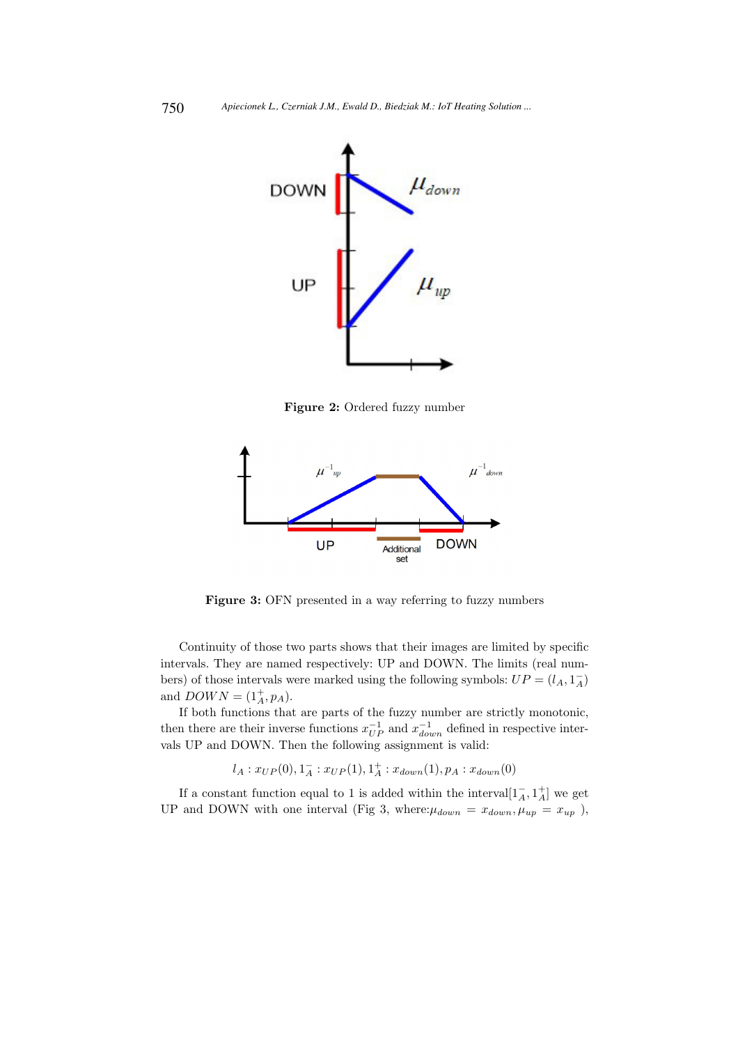Figure 2: Ordered fuzzy number

Figure 3: OFN presented in a way referring to fuzzy numbers

Continuity of those two parts shows that their images are limited by specific intervals. They are named respectively: UP and DOWN. The limits (real numbers) of those intervals were marked using the following symbols: $UP = (l_A, 1_A^-)$ and $DOWN = (1_A^+, p_A)$.

If both functions that are parts of the fuzzy number are strictly monotonic, then there are their inverse functions $x_{UP}^{-1}$ and $x_{down}^{-1}$ defined in respective intervals UP and DOWN. Then the following assignment is valid:

$$l_A : x_{UP}(0), 1_A^- : x_{UP}(1), 1_A^+ : x_{down}(1), p_A : x_{down}(0)$$

If a constant function equal to 1 is added within the interval$[1_A^-, 1_A^+]$ we get UP and DOWN with one interval (Fig 3, where:$\mu_{down} = x_{down}, \mu_{up} = x_{up}$ ),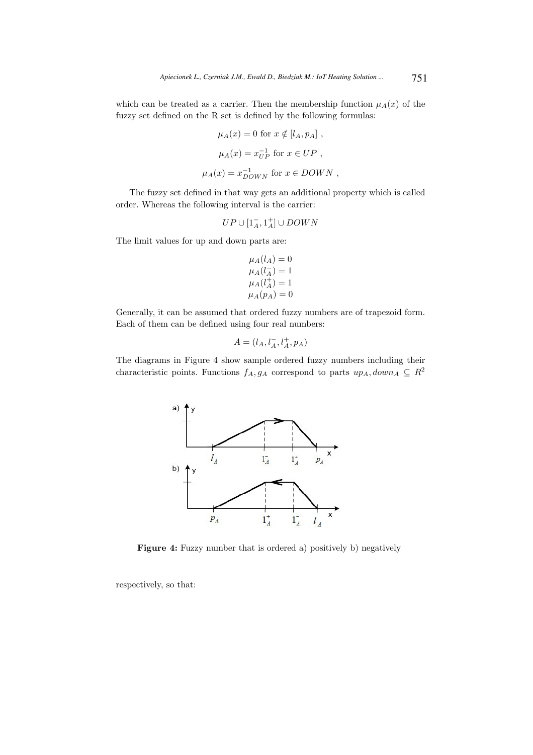which can be treated as a carrier. Then the membership function $\mu_A(x)$ of the fuzzy set defined on the R set is defined by the following formulas:

$$\mu_A(x) = 0 \text{ for } x \notin [l_A, p_A] \ ,$$

$$\mu_A(x) = x_{UP}^{-1} \text{ for } x \in UP \ ,$$

$$\mu_A(x) = x_{DOWN}^{-1} \text{ for } x \in DOWN \ ,$$

The fuzzy set defined in that way gets an additional property which is called order. Whereas the following interval is the carrier:

$$UP \cup [1_A^-, 1_A^+] \cup DOWN$$

The limit values for up and down parts are:

$$\begin{aligned} \mu_A(l_A) &= 0 \\ \mu_A(l_A^-) &= 1 \\ \mu_A(l_A^+) &= 1 \\ \mu_A(p_A) &= 0 \end{aligned}$$

Generally, it can be assumed that ordered fuzzy numbers are of trapezoid form. Each of them can be defined using four real numbers:

$$A = (l_A, l_A^-, l_A^+, p_A)$$

The diagrams in Figure 4 show sample ordered fuzzy numbers including their characteristic points. Functions $f_A, g_A$ correspond to parts $up_A, down_A \subseteq R^2$

**Figure 4:** Fuzzy number that is ordered a) positively b) negatively

respectively, so that: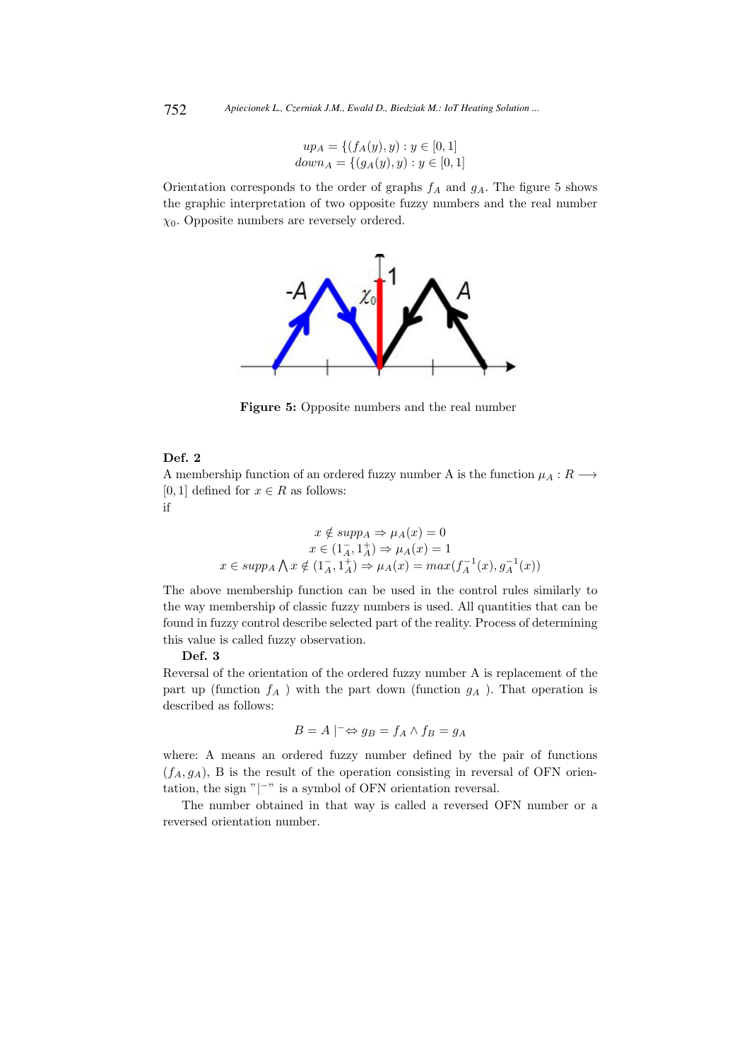$$up_A = \{(f_A(y), y) : y \in [0,1]\}$$
$$down_A = \{(g_A(y), y) : y \in [0,1]\}$$

Orientation corresponds to the order of graphs $f_A$ and $g_A$. The figure 5 shows the graphic interpretation of two opposite fuzzy numbers and the real number $\chi_0$. Opposite numbers are reversely ordered.

**Figure 5:** Opposite numbers and the real number

**Def. 2**

A membership function of an ordered fuzzy number A is the function $\mu_A : R \longrightarrow [0,1]$ defined for $x \in R$ as follows:

if

$$x \notin supp_A \Rightarrow \mu_A(x) = 0$$
$$x \in (1_A^-, 1_A^+) \Rightarrow \mu_A(x) = 1$$
$$x \in supp_A \bigwedge x \notin (1_A^-, 1_A^+) \Rightarrow \mu_A(x) = max(f_A^{-1}(x), g_A^{-1}(x))$$

The above membership function can be used in the control rules similarly to the way membership of classic fuzzy numbers is used. All quantities that can be found in fuzzy control describe selected part of the reality. Process of determining this value is called fuzzy observation.

**Def. 3**

Reversal of the orientation of the ordered fuzzy number A is replacement of the part up (function $f_A$ ) with the part down (function $g_A$ ). That operation is described as follows:

$$B = A \mid^- \Leftrightarrow g_B = f_A \wedge f_B = g_A$$

where: A means an ordered fuzzy number defined by the pair of functions $(f_A, g_A)$, B is the result of the operation consisting in reversal of OFN orientation, the sign "$|^-$" is a symbol of OFN orientation reversal.

The number obtained in that way is called a reversed OFN number or a reversed orientation number.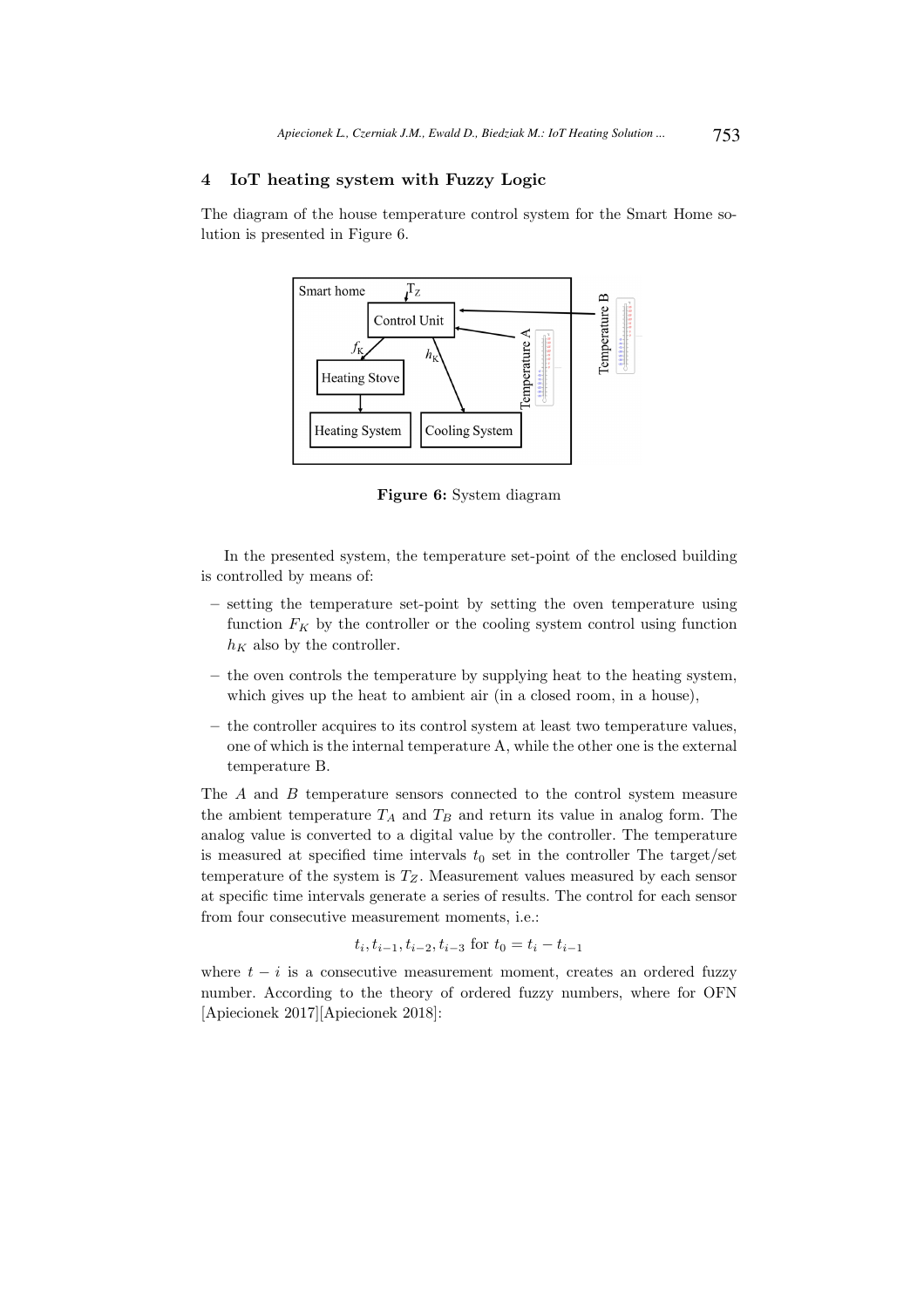## 4 IoT heating system with Fuzzy Logic

The diagram of the house temperature control system for the Smart Home solution is presented in Figure 6.

**Figure 6:** System diagram

In the presented system, the temperature set-point of the enclosed building is controlled by means of:

- setting the temperature set-point by setting the oven temperature using function $F_K$ by the controller or the cooling system control using function $h_K$ also by the controller.
- the oven controls the temperature by supplying heat to the heating system, which gives up the heat to ambient air (in a closed room, in a house),
- the controller acquires to its control system at least two temperature values, one of which is the internal temperature A, while the other one is the external temperature B.

The $A$ and $B$ temperature sensors connected to the control system measure the ambient temperature $T_A$ and $T_B$ and return its value in analog form. The analog value is converted to a digital value by the controller. The temperature is measured at specified time intervals $t_0$ set in the controller The target/set temperature of the system is $T_Z$. Measurement values measured by each sensor at specific time intervals generate a series of results. The control for each sensor from four consecutive measurement moments, i.e.:

$$t_i, t_{i-1}, t_{i-2}, t_{i-3} \text{ for } t_0 = t_i - t_{i-1}$$

where $t - i$ is a consecutive measurement moment, creates an ordered fuzzy number. According to the theory of ordered fuzzy numbers, where for OFN [Apiecionek 2017][Apiecionek 2018]: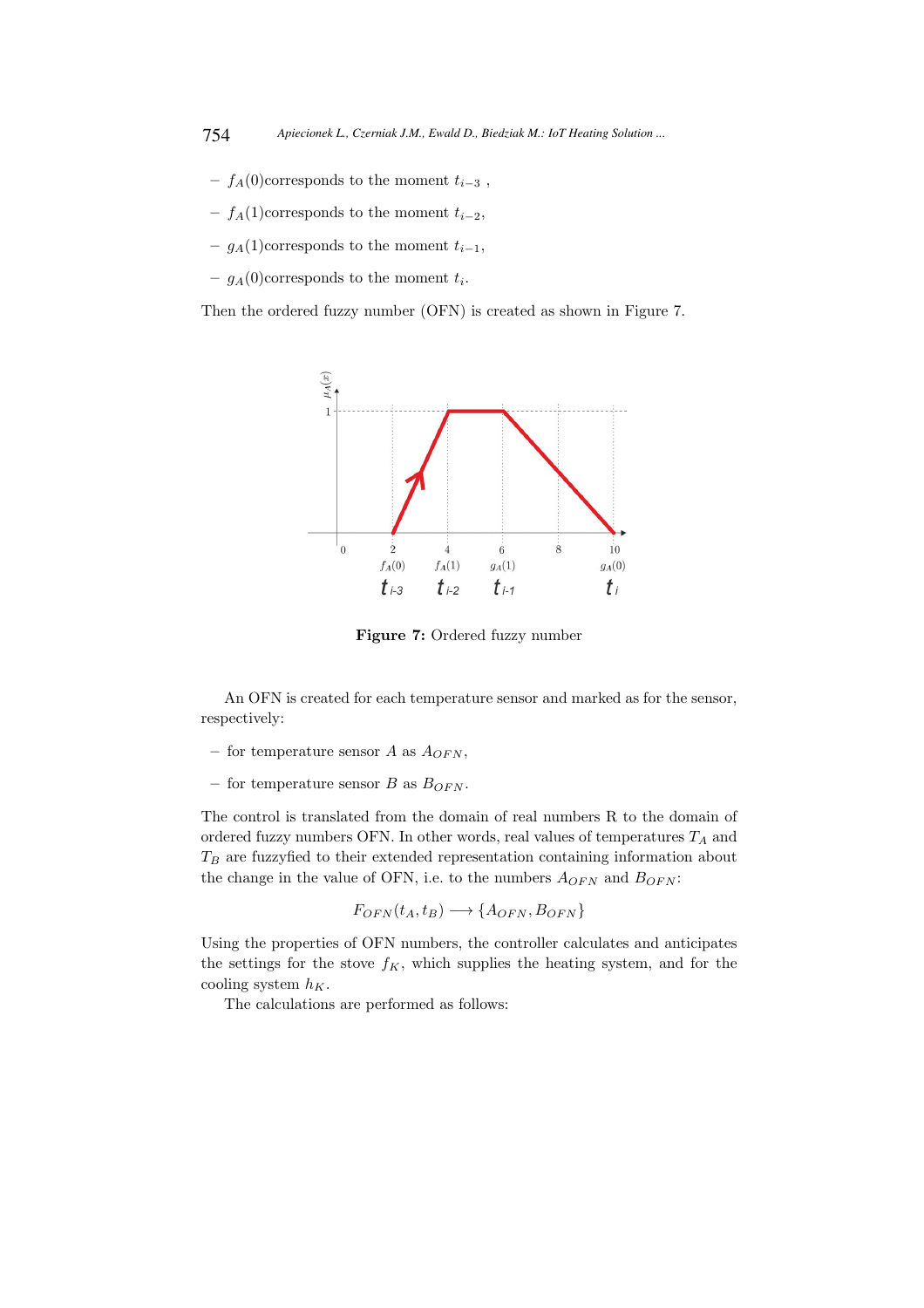- $f_A(0)$corresponds to the moment $t_{i-3}$ ,
- $f_A(1)$corresponds to the moment $t_{i-2}$,
- $g_A(1)$corresponds to the moment $t_{i-1}$,
- $g_A(0)$corresponds to the moment $t_i$.

Then the ordered fuzzy number (OFN) is created as shown in Figure 7.

**Figure 7:** Ordered fuzzy number

An OFN is created for each temperature sensor and marked as for the sensor, respectively:

- for temperature sensor $A$ as $A_{OFN}$,
- for temperature sensor $B$ as $B_{OFN}$.

The control is translated from the domain of real numbers R to the domain of ordered fuzzy numbers OFN. In other words, real values of temperatures $T_A$ and $T_B$ are fuzzyfied to their extended representation containing information about the change in the value of OFN, i.e. to the numbers $A_{OFN}$ and $B_{OFN}$:

$$F_{OFN}(t_A, t_B) \longrightarrow \{A_{OFN}, B_{OFN}\}$$

Using the properties of OFN numbers, the controller calculates and anticipates the settings for the stove $f_K$, which supplies the heating system, and for the cooling system $h_K$.

The calculations are performed as follows: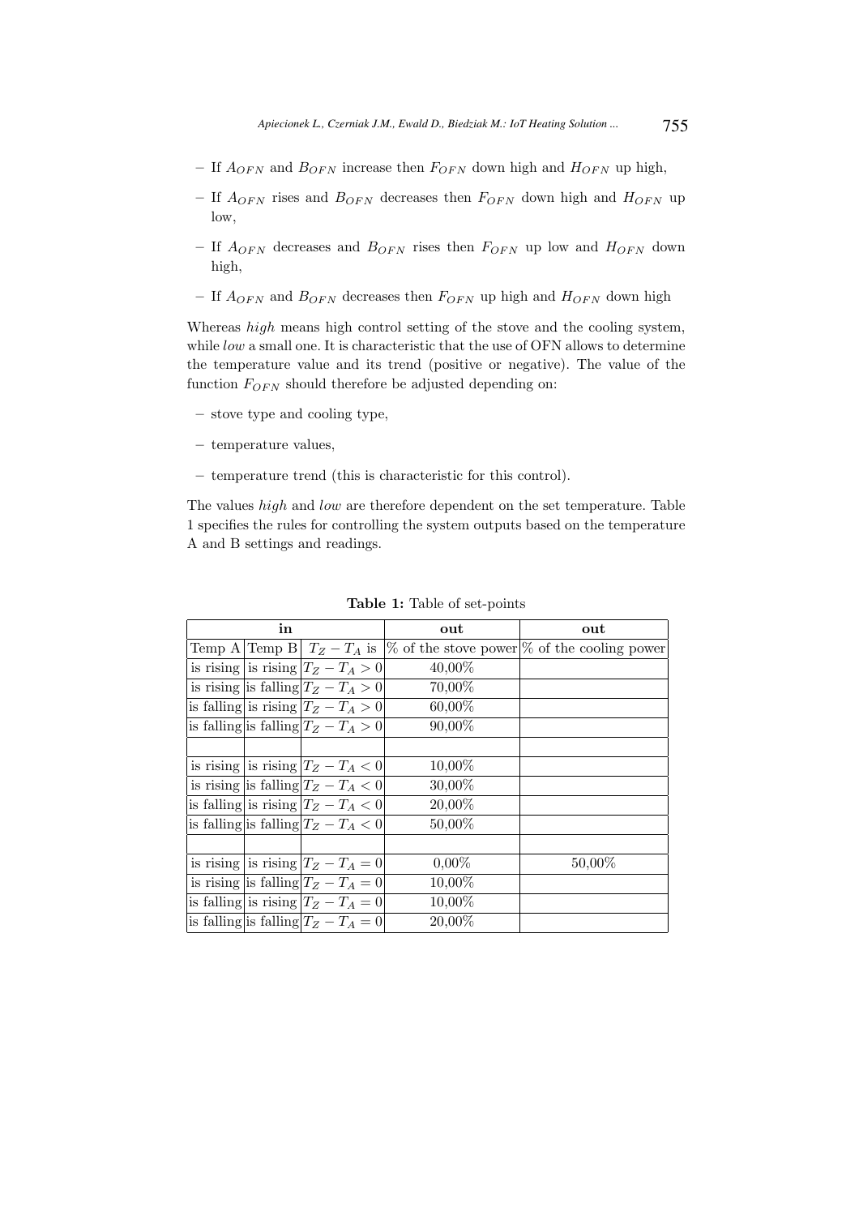- If $A_{OFN}$ and $B_{OFN}$ increase then $F_{OFN}$ down high and $H_{OFN}$ up high,
- If $A_{OFN}$ rises and $B_{OFN}$ decreases then $F_{OFN}$ down high and $H_{OFN}$ up low,
- If $A_{OFN}$ decreases and $B_{OFN}$ rises then $F_{OFN}$ up low and $H_{OFN}$ down high,
- If $A_{OFN}$ and $B_{OFN}$ decreases then $F_{OFN}$ up high and $H_{OFN}$ down high

Whereas *high* means high control setting of the stove and the cooling system, while *low* a small one. It is characteristic that the use of OFN allows to determine the temperature value and its trend (positive or negative). The value of the function $F_{OFN}$ should therefore be adjusted depending on:

- stove type and cooling type,
- temperature values,
- temperature trend (this is characteristic for this control).

The values *high* and *low* are therefore dependent on the set temperature. Table 1 specifies the rules for controlling the system outputs based on the temperature A and B settings and readings.

**Table 1:** Table of set-points

| **in** | | | **out** | **out** |
|---|---|---|---|---|
| Temp A | Temp B | $T_Z - T_A$ is | % of the stove power | % of the cooling power |
| is rising | is rising | $T_Z - T_A > 0$ | 40,00% | |
| is rising | is falling | $T_Z - T_A > 0$ | 70,00% | |
| is falling | is rising | $T_Z - T_A > 0$ | 60,00% | |
| is falling | is falling | $T_Z - T_A > 0$ | 90,00% | |
| | | | | |
| is rising | is rising | $T_Z - T_A < 0$ | 10,00% | |
| is rising | is falling | $T_Z - T_A < 0$ | 30,00% | |
| is falling | is rising | $T_Z - T_A < 0$ | 20,00% | |
| is falling | is falling | $T_Z - T_A < 0$ | 50,00% | |
| | | | | |
| is rising | is rising | $T_Z - T_A = 0$ | 0,00% | 50,00% |
| is rising | is falling | $T_Z - T_A = 0$ | 10,00% | |
| is falling | is rising | $T_Z - T_A = 0$ | 10,00% | |
| is falling | is falling | $T_Z - T_A = 0$ | 20,00% | |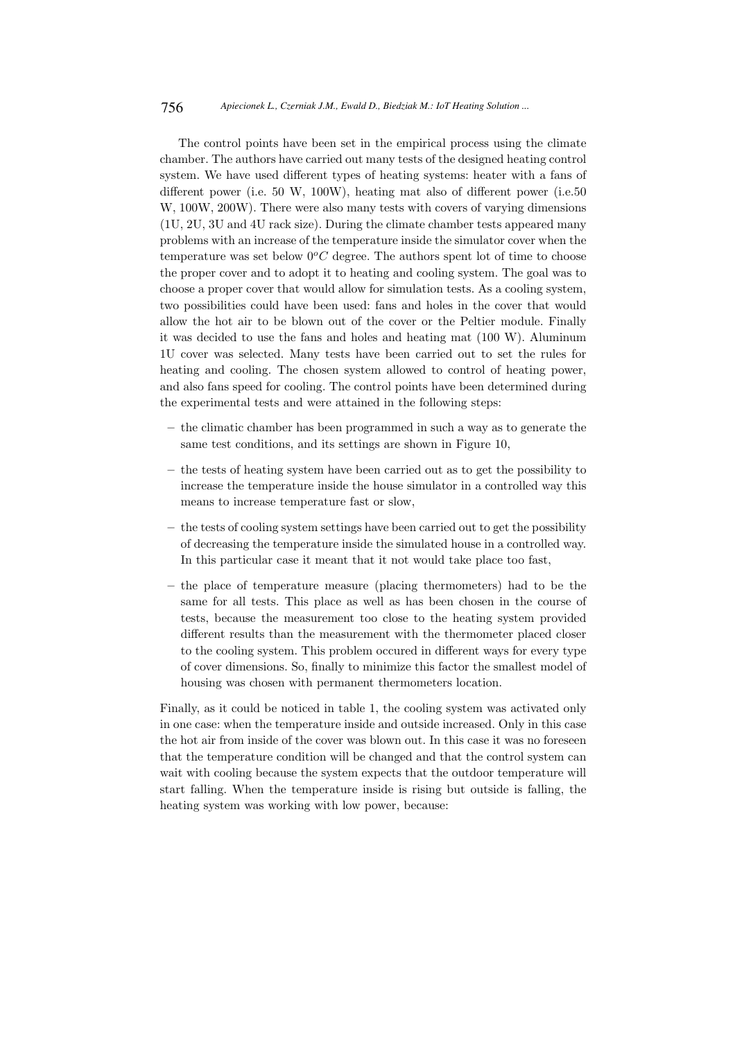The control points have been set in the empirical process using the climate chamber. The authors have carried out many tests of the designed heating control system. We have used different types of heating systems: heater with a fans of different power (i.e. 50 W, 100W), heating mat also of different power (i.e.50 W, 100W, 200W). There were also many tests with covers of varying dimensions (1U, 2U, 3U and 4U rack size). During the climate chamber tests appeared many problems with an increase of the temperature inside the simulator cover when the temperature was set below $0^{o}C$ degree. The authors spent lot of time to choose the proper cover and to adopt it to heating and cooling system. The goal was to choose a proper cover that would allow for simulation tests. As a cooling system, two possibilities could have been used: fans and holes in the cover that would allow the hot air to be blown out of the cover or the Peltier module. Finally it was decided to use the fans and holes and heating mat (100 W). Aluminum 1U cover was selected. Many tests have been carried out to set the rules for heating and cooling. The chosen system allowed to control of heating power, and also fans speed for cooling. The control points have been determined during the experimental tests and were attained in the following steps:

- the climatic chamber has been programmed in such a way as to generate the same test conditions, and its settings are shown in Figure 10,
- the tests of heating system have been carried out as to get the possibility to increase the temperature inside the house simulator in a controlled way this means to increase temperature fast or slow,
- the tests of cooling system settings have been carried out to get the possibility of decreasing the temperature inside the simulated house in a controlled way. In this particular case it meant that it not would take place too fast,
- the place of temperature measure (placing thermometers) had to be the same for all tests. This place as well as has been chosen in the course of tests, because the measurement too close to the heating system provided different results than the measurement with the thermometer placed closer to the cooling system. This problem occured in different ways for every type of cover dimensions. So, finally to minimize this factor the smallest model of housing was chosen with permanent thermometers location.

Finally, as it could be noticed in table 1, the cooling system was activated only in one case: when the temperature inside and outside increased. Only in this case the hot air from inside of the cover was blown out. In this case it was no foreseen that the temperature condition will be changed and that the control system can wait with cooling because the system expects that the outdoor temperature will start falling. When the temperature inside is rising but outside is falling, the heating system was working with low power, because: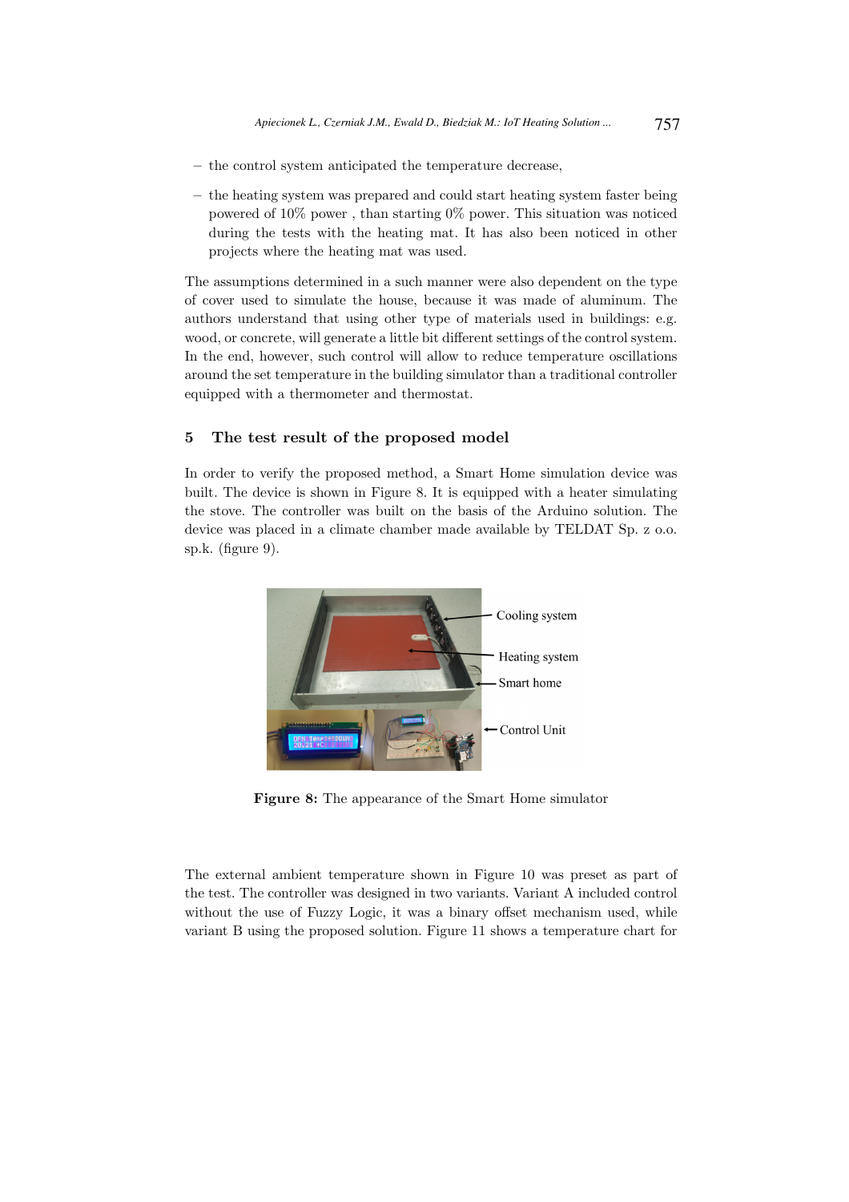– the control system anticipated the temperature decrease,

– the heating system was prepared and could start heating system faster being powered of 10% power , than starting 0% power. This situation was noticed during the tests with the heating mat. It has also been noticed in other projects where the heating mat was used.

The assumptions determined in a such manner were also dependent on the type of cover used to simulate the house, because it was made of aluminum. The authors understand that using other type of materials used in buildings: e.g. wood, or concrete, will generate a little bit different settings of the control system. In the end, however, such control will allow to reduce temperature oscillations around the set temperature in the building simulator than a traditional controller equipped with a thermometer and thermostat.

## 5 The test result of the proposed model

In order to verify the proposed method, a Smart Home simulation device was built. The device is shown in Figure 8. It is equipped with a heater simulating the stove. The controller was built on the basis of the Arduino solution. The device was placed in a climate chamber made available by TELDAT Sp. z o.o. sp.k. (figure 9).

**Figure 8:** The appearance of the Smart Home simulator

The external ambient temperature shown in Figure 10 was preset as part of the test. The controller was designed in two variants. Variant A included control without the use of Fuzzy Logic, it was a binary offset mechanism used, while variant B using the proposed solution. Figure 11 shows a temperature chart for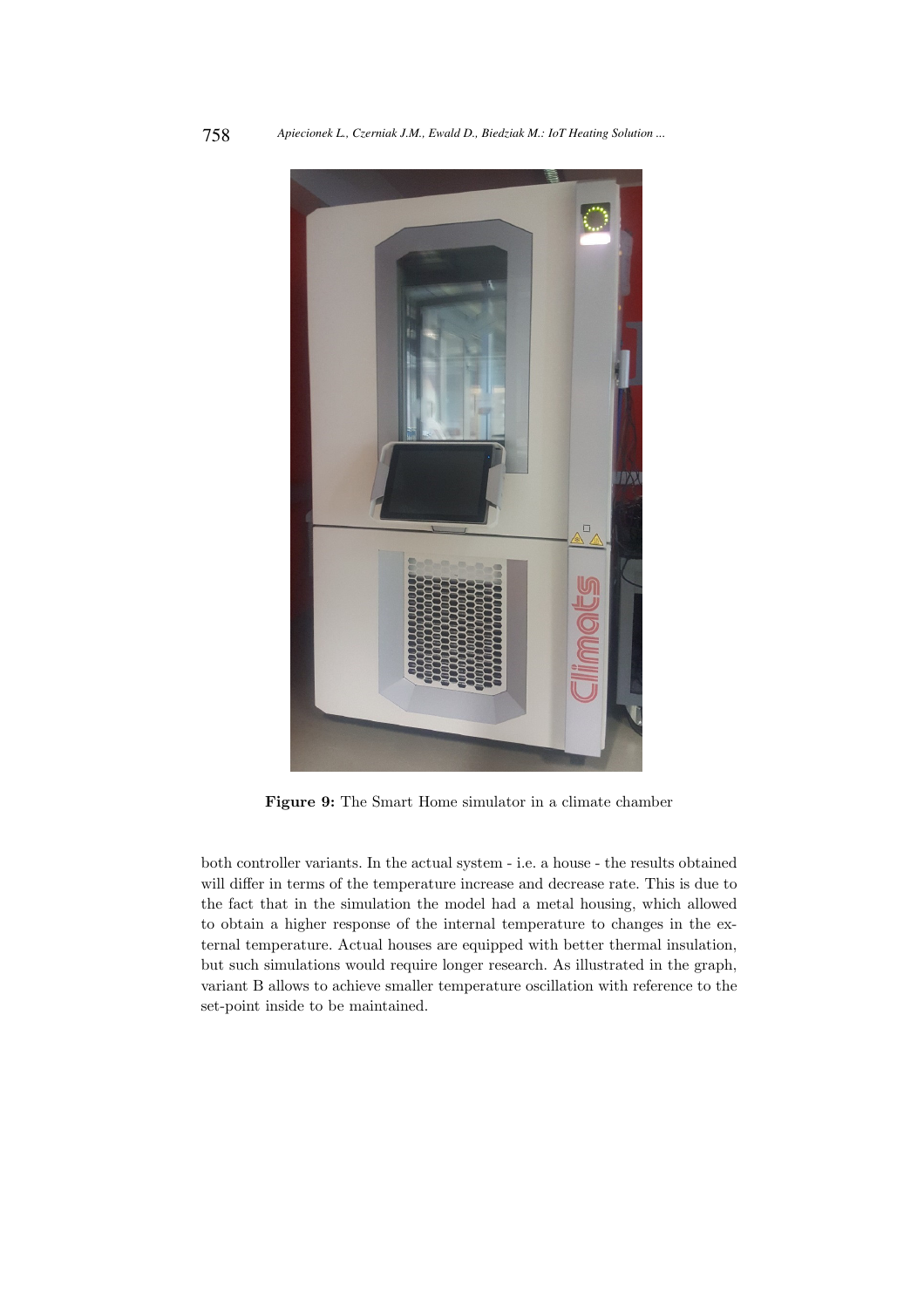**Figure 9:** The Smart Home simulator in a climate chamber

both controller variants. In the actual system - i.e. a house - the results obtained will differ in terms of the temperature increase and decrease rate. This is due to the fact that in the simulation the model had a metal housing, which allowed to obtain a higher response of the internal temperature to changes in the external temperature. Actual houses are equipped with better thermal insulation, but such simulations would require longer research. As illustrated in the graph, variant B allows to achieve smaller temperature oscillation with reference to the set-point inside to be maintained.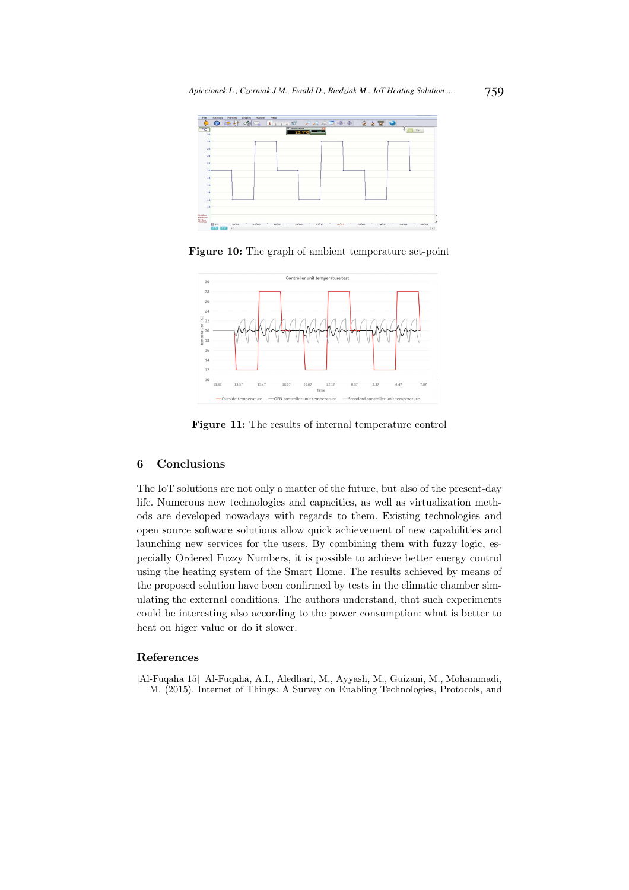**Figure 10:** The graph of ambient temperature set-point

**Figure 11:** The results of internal temperature control

## 6 Conclusions

The IoT solutions are not only a matter of the future, but also of the present-day life. Numerous new technologies and capacities, as well as virtualization methods are developed nowadays with regards to them. Existing technologies and open source software solutions allow quick achievement of new capabilities and launching new services for the users. By combining them with fuzzy logic, especially Ordered Fuzzy Numbers, it is possible to achieve better energy control using the heating system of the Smart Home. The results achieved by means of the proposed solution have been confirmed by tests in the climatic chamber simulating the external conditions. The authors understand, that such experiments could be interesting also according to the power consumption: what is better to heat on higer value or do it slower.

## References

[Al-Fuqaha 15] Al-Fuqaha, A.I., Aledhari, M., Ayyash, M., Guizani, M., Mohammadi, M. (2015). Internet of Things: A Survey on Enabling Technologies, Protocols, and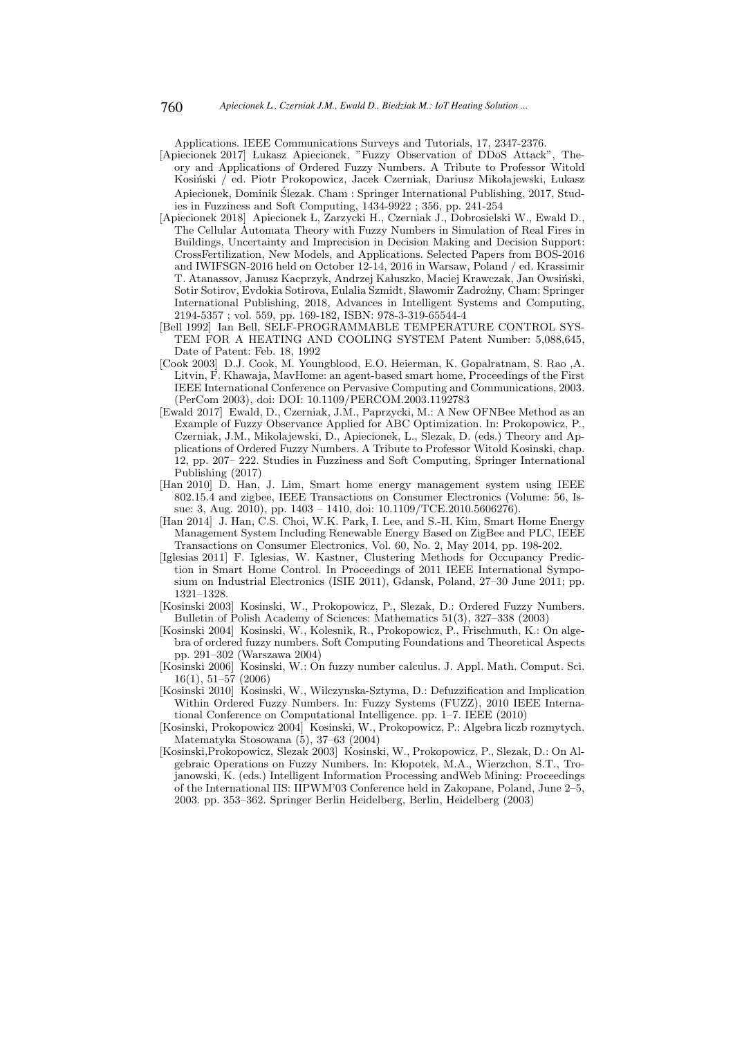Applications. IEEE Communications Surveys and Tutorials, 17, 2347-2376.

[Apiecionek 2017] Łukasz Apiecionek, "Fuzzy Observation of DDoS Attack", Theory and Applications of Ordered Fuzzy Numbers. A Tribute to Professor Witold Kosiński / ed. Piotr Prokopowicz, Jacek Czerniak, Dariusz Mikołajewski, Łukasz Apiecionek, Dominik Ślezak. Cham : Springer International Publishing, 2017, Studies in Fuzziness and Soft Computing, 1434-9922 ; 356, pp. 241-254

[Apiecionek 2018] Apiecionek Ł, Zarzycki H., Czerniak J., Dobrosielski W., Ewald D., The Cellular Automata Theory with Fuzzy Numbers in Simulation of Real Fires in Buildings, Uncertainty and Imprecision in Decision Making and Decision Support: CrossFertilization, New Models, and Applications. Selected Papers from BOS-2016 and IWIFSGN-2016 held on October 12-14, 2016 in Warsaw, Poland / ed. Krassimir T. Atanassov, Janusz Kacprzyk, Andrzej Kałuszko, Maciej Krawczak, Jan Owsiński, Sotir Sotirov, Evdokia Sotirova, Eulalia Szmidt, Sławomir Zadrożny, Cham: Springer International Publishing, 2018, Advances in Intelligent Systems and Computing, 2194-5357 ; vol. 559, pp. 169-182, ISBN: 978-3-319-65544-4

[Bell 1992] Ian Bell, SELF-PROGRAMMABLE TEMPERATURE CONTROL SYSTEM FOR A HEATING AND COOLING SYSTEM Patent Number: 5,088,645, Date of Patent: Feb. 18, 1992

[Cook 2003] D.J. Cook, M. Youngblood, E.O. Heierman, K. Gopalratnam, S. Rao ,A. Litvin, F. Khawaja, MavHome: an agent-based smart home, Proceedings of the First IEEE International Conference on Pervasive Computing and Communications, 2003. (PerCom 2003), doi: DOI: 10.1109/PERCOM.2003.1192783

[Ewald 2017] Ewald, D., Czerniak, J.M., Paprzycki, M.: A New OFNBee Method as an Example of Fuzzy Observance Applied for ABC Optimization. In: Prokopowicz, P., Czerniak, J.M., Mikolajewski, D., Apiecionek, L., Slezak, D. (eds.) Theory and Applications of Ordered Fuzzy Numbers. A Tribute to Professor Witold Kosinski, chap. 12, pp. 207– 222. Studies in Fuzziness and Soft Computing, Springer International Publishing (2017)

[Han 2010] D. Han, J. Lim, Smart home energy management system using IEEE 802.15.4 and zigbee, IEEE Transactions on Consumer Electronics (Volume: 56, Issue: 3, Aug. 2010), pp. 1403 – 1410, doi: 10.1109/TCE.2010.5606276).

[Han 2014] J. Han, C.S. Choi, W.K. Park, I. Lee, and S.-H. Kim, Smart Home Energy Management System Including Renewable Energy Based on ZigBee and PLC, IEEE Transactions on Consumer Electronics, Vol. 60, No. 2, May 2014, pp. 198-202.

[Iglesias 2011] F. Iglesias, W. Kastner, Clustering Methods for Occupancy Prediction in Smart Home Control. In Proceedings of 2011 IEEE International Symposium on Industrial Electronics (ISIE 2011), Gdansk, Poland, 27–30 June 2011; pp. 1321–1328.

[Kosinski 2003] Kosinski, W., Prokopowicz, P., Slezak, D.: Ordered Fuzzy Numbers. Bulletin of Polish Academy of Sciences: Mathematics 51(3), 327–338 (2003)

[Kosinski 2004] Kosinski, W., Kolesnik, R., Prokopowicz, P., Frischmuth, K.: On algebra of ordered fuzzy numbers. Soft Computing Foundations and Theoretical Aspects pp. 291–302 (Warszawa 2004)

[Kosinski 2006] Kosinski, W.: On fuzzy number calculus. J. Appl. Math. Comput. Sci. 16(1), 51–57 (2006)

[Kosinski 2010] Kosinski, W., Wilczynska-Sztyma, D.: Defuzzification and Implication Within Ordered Fuzzy Numbers. In: Fuzzy Systems (FUZZ), 2010 IEEE International Conference on Computational Intelligence. pp. 1–7. IEEE (2010)

[Kosinski, Prokopowicz 2004] Kosinski, W., Prokopowicz, P.: Algebra liczb rozmytych. Matematyka Stosowana (5), 37–63 (2004)

[Kosinski,Prokopowicz, Slezak 2003] Kosinski, W., Prokopowicz, P., Slezak, D.: On Algebraic Operations on Fuzzy Numbers. In: Kłopotek, M.A., Wierzchon, S.T., Trojanowski, K. (eds.) Intelligent Information Processing andWeb Mining: Proceedings of the International IIS: IIPWM'03 Conference held in Zakopane, Poland, June 2–5, 2003. pp. 353–362. Springer Berlin Heidelberg, Berlin, Heidelberg (2003)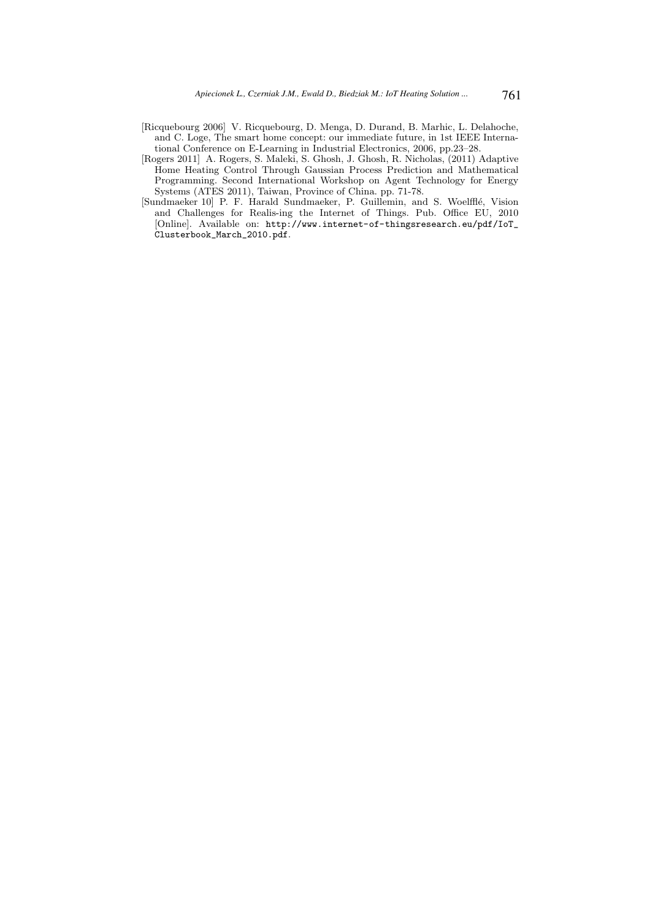[Ricquebourg 2006] V. Ricquebourg, D. Menga, D. Durand, B. Marhic, L. Delahoche, and C. Loge, The smart home concept: our immediate future, in 1st IEEE International Conference on E-Learning in Industrial Electronics, 2006, pp.23–28.

[Rogers 2011] A. Rogers, S. Maleki, S. Ghosh, J. Ghosh, R. Nicholas, (2011) Adaptive Home Heating Control Through Gaussian Process Prediction and Mathematical Programming. Second International Workshop on Agent Technology for Energy Systems (ATES 2011), Taiwan, Province of China. pp. 71-78.

[Sundmaeker 10] P. F. Harald Sundmaeker, P. Guillemin, and S. Woelfflé, Vision and Challenges for Realis-ing the Internet of Things. Pub. Office EU, 2010 [Online]. Available on: http://www.internet-of-thingsresearch.eu/pdf/IoT_Clusterbook_March_2010.pdf.